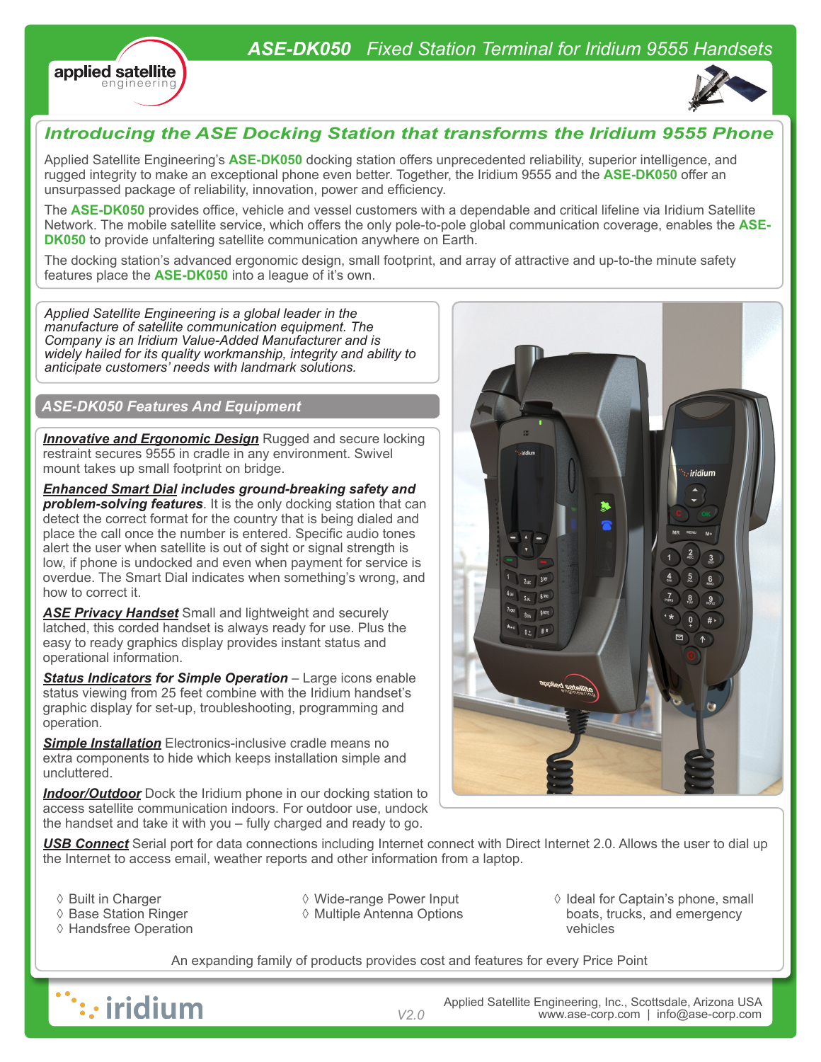# ASE-DK050 Fixed Station Terminal for Iridium 9555 Handsets

applied satellite engineering

## Introducing the ASE Docking Station that transforms the Iridium 9555 Phone

Applied Satellite Engineering's **ASE-DK050** docking station offers unprecedented reliability, superior intelligence, and rugged integrity to make an exceptional phone even better. Together, the Iridium 9555 and the **ASE-DK050** offer an unsurpassed package of reliability, innovation, power and efficiency.

The **ASE-DK050** provides office, vehicle and vessel customers with a dependable and critical lifeline via Iridium Satellite Network. The mobile satellite service, which offers the only pole-to-pole global communication coverage, enables the **ASE-DK050** to provide unfaltering satellite communication anywhere on Earth.

The docking station's advanced ergonomic design, small footprint, and array of attractive and up-to-the minute safety features place the **ASE-DK050** into a league of it's own.

*Applied Satellite Engineering is a global leader in the manufacture of satellite communication equipment. The Company is an Iridium Value-Added Manufacturer and is widely hailed for its quality workmanship, integrity and ability to anticipate customers' needs with landmark solutions.*

## ASE-DK050 Features And Equipment

***Innovative and Ergonomic Design*** Rugged and secure locking restraint secures 9555 in cradle in any environment. Swivel mount takes up small footprint on bridge.

***Enhanced Smart Dial* includes ground-breaking safety and problem-solving features**. It is the only docking station that can detect the correct format for the country that is being dialed and place the call once the number is entered. Specific audio tones alert the user when satellite is out of sight or signal strength is low, if phone is undocked and even when payment for service is overdue. The Smart Dial indicates when something's wrong, and how to correct it.

***ASE Privacy Handset*** Small and lightweight and securely latched, this corded handset is always ready for use. Plus the easy to ready graphics display provides instant status and operational information.

***Status Indicators* for Simple Operation** – Large icons enable status viewing from 25 feet combine with the Iridium handset's graphic display for set-up, troubleshooting, programming and operation.

***Simple Installation*** Electronics-inclusive cradle means no extra components to hide which keeps installation simple and uncluttered.

***Indoor/Outdoor*** Dock the Iridium phone in our docking station to access satellite communication indoors. For outdoor use, undock the handset and take it with you – fully charged and ready to go.

***USB Connect*** Serial port for data connections including Internet connect with Direct Internet 2.0. Allows the user to dial up the Internet to access email, weather reports and other information from a laptop.

- ◊ Built in Charger
- ◊ Base Station Ringer
- ◊ Handsfree Operation
- ◊ Wide-range Power Input
- ◊ Multiple Antenna Options
- ◊ Ideal for Captain's phone, small boats, trucks, and emergency vehicles

An expanding family of products provides cost and features for every Price Point

iridium

V2.0

Applied Satellite Engineering, Inc., Scottsdale, Arizona USA
www.ase-corp.com | info@ase-corp.com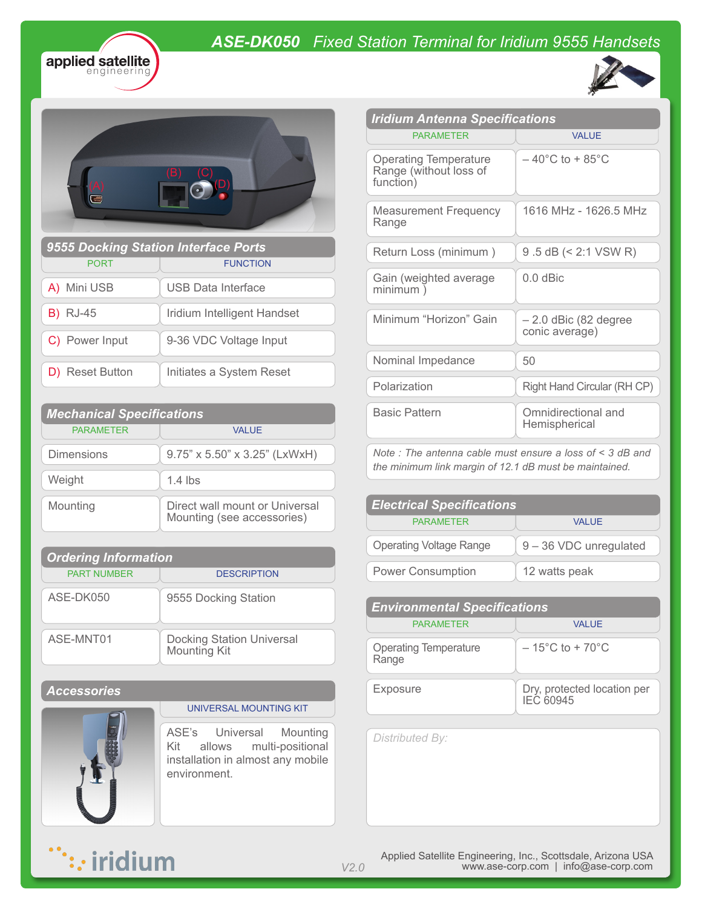# ASE-DK050 Fixed Station Terminal for Iridium 9555 Handsets

applied satellite engineering

## 9555 Docking Station Interface Ports

| PORT | FUNCTION |
|---|---|
| A) Mini USB | USB Data Interface |
| B) RJ-45 | Iridium Intelligent Handset |
| C) Power Input | 9-36 VDC Voltage Input |
| D) Reset Button | Initiates a System Reset |

## Mechanical Specifications

| PARAMETER | VALUE |
|---|---|
| Dimensions | 9.75” x 5.50” x 3.25” (LxWxH) |
| Weight | 1.4 lbs |
| Mounting | Direct wall mount or Universal Mounting (see accessories) |

## Ordering Information

| PART NUMBER | DESCRIPTION |
|---|---|
| ASE-DK050 | 9555 Docking Station |
| ASE-MNT01 | Docking Station Universal Mounting Kit |

## Accessories

**UNIVERSAL MOUNTING KIT**

ASE’s Universal Mounting Kit allows multi-positional installation in almost any mobile environment.

## Iridium Antenna Specifications

| PARAMETER | VALUE |
|---|---|
| Operating Temperature Range (without loss of function) | – 40°C to + 85°C |
| Measurement Frequency Range | 1616 MHz - 1626.5 MHz |
| Return Loss (minimum ) | 9 .5 dB (< 2:1 VSW R) |
| Gain (weighted average minimum ) | 0.0 dBic |
| Minimum “Horizon” Gain | – 2.0 dBic (82 degree conic average) |
| Nominal Impedance | 50 |
| Polarization | Right Hand Circular (RH CP) |
| Basic Pattern | Omnidirectional and Hemispherical |

*Note : The antenna cable must ensure a loss of < 3 dB and the minimum link margin of 12.1 dB must be maintained.*

## Electrical Specifications

| PARAMETER | VALUE |
|---|---|
| Operating Voltage Range | 9 – 36 VDC unregulated |
| Power Consumption | 12 watts peak |

## Environmental Specifications

| PARAMETER | VALUE |
|---|---|
| Operating Temperature Range | – 15°C to + 70°C |
| Exposure | Dry, protected location per IEC 60945 |

*Distributed By:*

iridium

V2.0

Applied Satellite Engineering, Inc., Scottsdale, Arizona USA
www.ase-corp.com | info@ase-corp.com